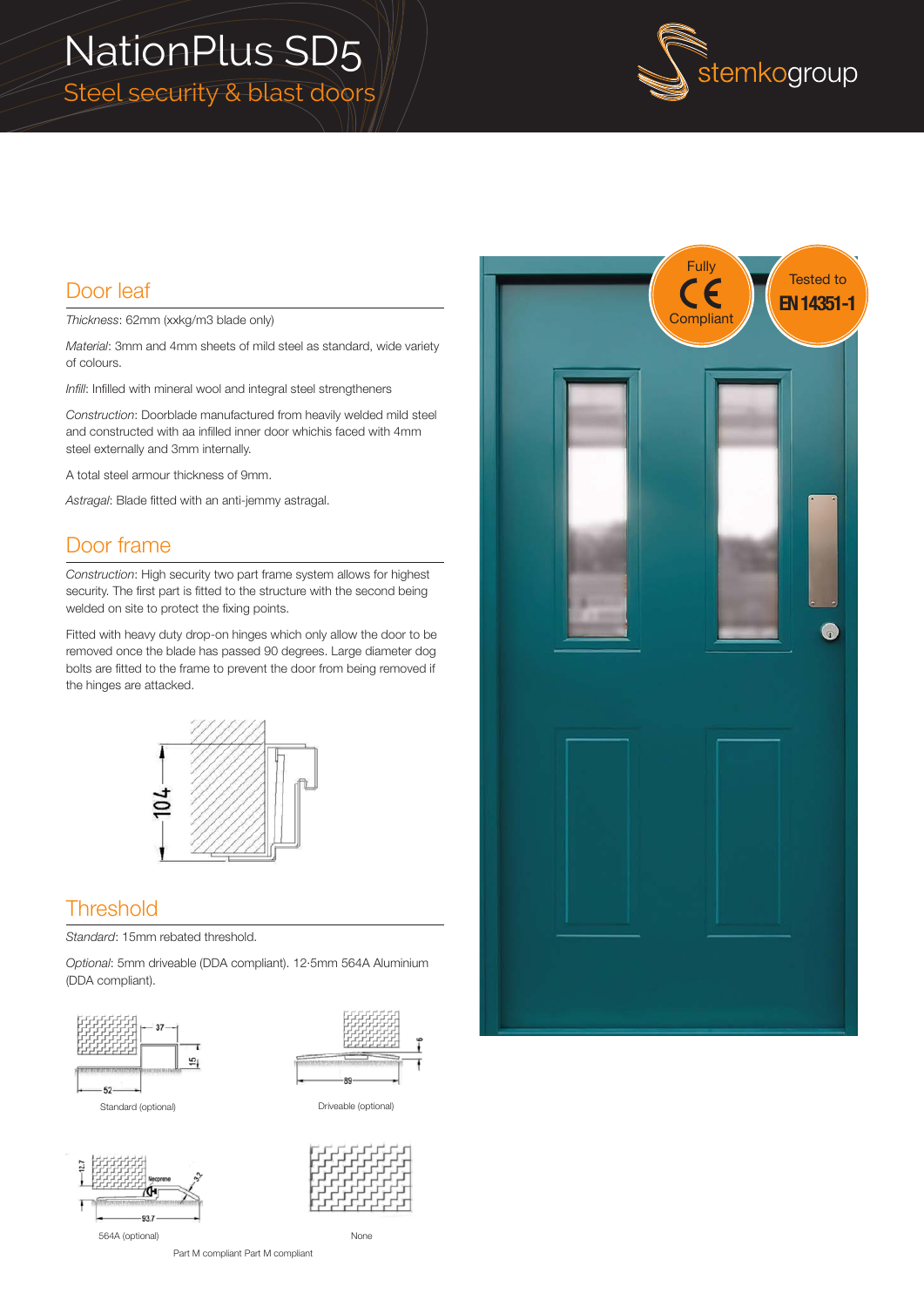# NationPlus SD5

## Steel security & blast doors

stemkogroup

Fully CE Compliant

Tested to EN 14351-1

## Door leaf

*Thickness*: 62mm (xxkg/m3 blade only)

*Material*: 3mm and 4mm sheets of mild steel as standard, wide variety of colours.

*Infill*: Infilled with mineral wool and integral steel strengtheners

*Construction*: Doorblade manufactured from heavily welded mild steel and constructed with aa infilled inner door whichis faced with 4mm steel externally and 3mm internally.

A total steel armour thickness of 9mm.

*Astragal*: Blade fitted with an anti-jemmy astragal.

## Door frame

*Construction*: High security two part frame system allows for highest security. The first part is fitted to the structure with the second being welded on site to protect the fixing points.

Fitted with heavy duty drop-on hinges which only allow the door to be removed once the blade has passed 90 degrees. Large diameter dog bolts are fitted to the frame to prevent the door from being removed if the hinges are attacked.

104

## Threshold

*Standard*: 15mm rebated threshold.

*Optional*: 5mm driveable (DDA compliant). 12·5mm 564A Aluminium (DDA compliant).

37
15
52

Standard (optional)

6
89

Driveable (optional)

12.7
Neoprene
3.2
93.7

564A (optional)

None

Part M compliant Part M compliant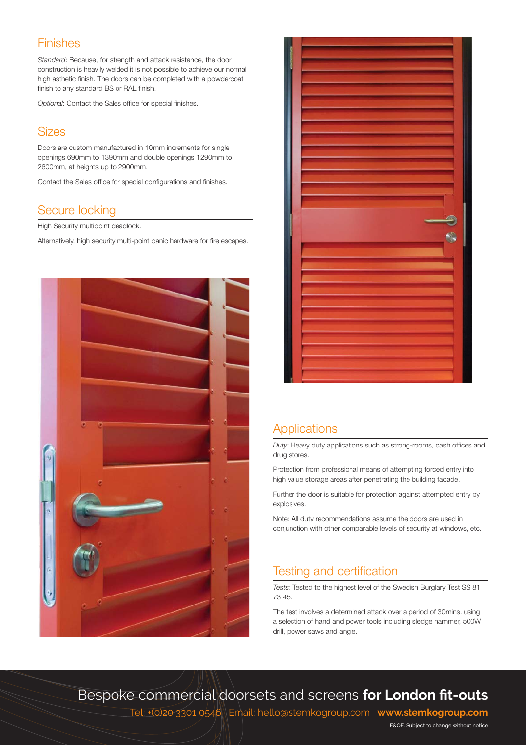## Finishes

*Standard*: Because, for strength and attack resistance, the door construction is heavily welded it is not possible to achieve our normal high asthetic finish. The doors can be completed with a powdercoat finish to any standard BS or RAL finish.

*Optional*: Contact the Sales office for special finishes.

## Sizes

Doors are custom manufactured in 10mm increments for single openings 690mm to 1390mm and double openings 1290mm to 2600mm, at heights up to 2900mm.

Contact the Sales office for special configurations and finishes.

## Secure locking

High Security multipoint deadlock.

Alternatively, high security multi-point panic hardware for fire escapes.

## Applications

*Duty*: Heavy duty applications such as strong-rooms, cash offices and drug stores.

Protection from professional means of attempting forced entry into high value storage areas after penetrating the building facade.

Further the door is suitable for protection against attempted entry by explosives.

Note: All duty recommendations assume the doors are used in conjunction with other comparable levels of security at windows, etc.

## Testing and certification

*Tests*: Tested to the highest level of the Swedish Burglary Test SS 81 73 45.

The test involves a determined attack over a period of 30mins. using a selection of hand and power tools including sledge hammer, 500W drill, power saws and angle.

Bespoke commercial doorsets and screens **for London fit-outs**

Tel: +(0)20 3301 0546 Email: hello@stemkogroup.com **www.stemkogroup.com**

E&OE. Subject to change without notice